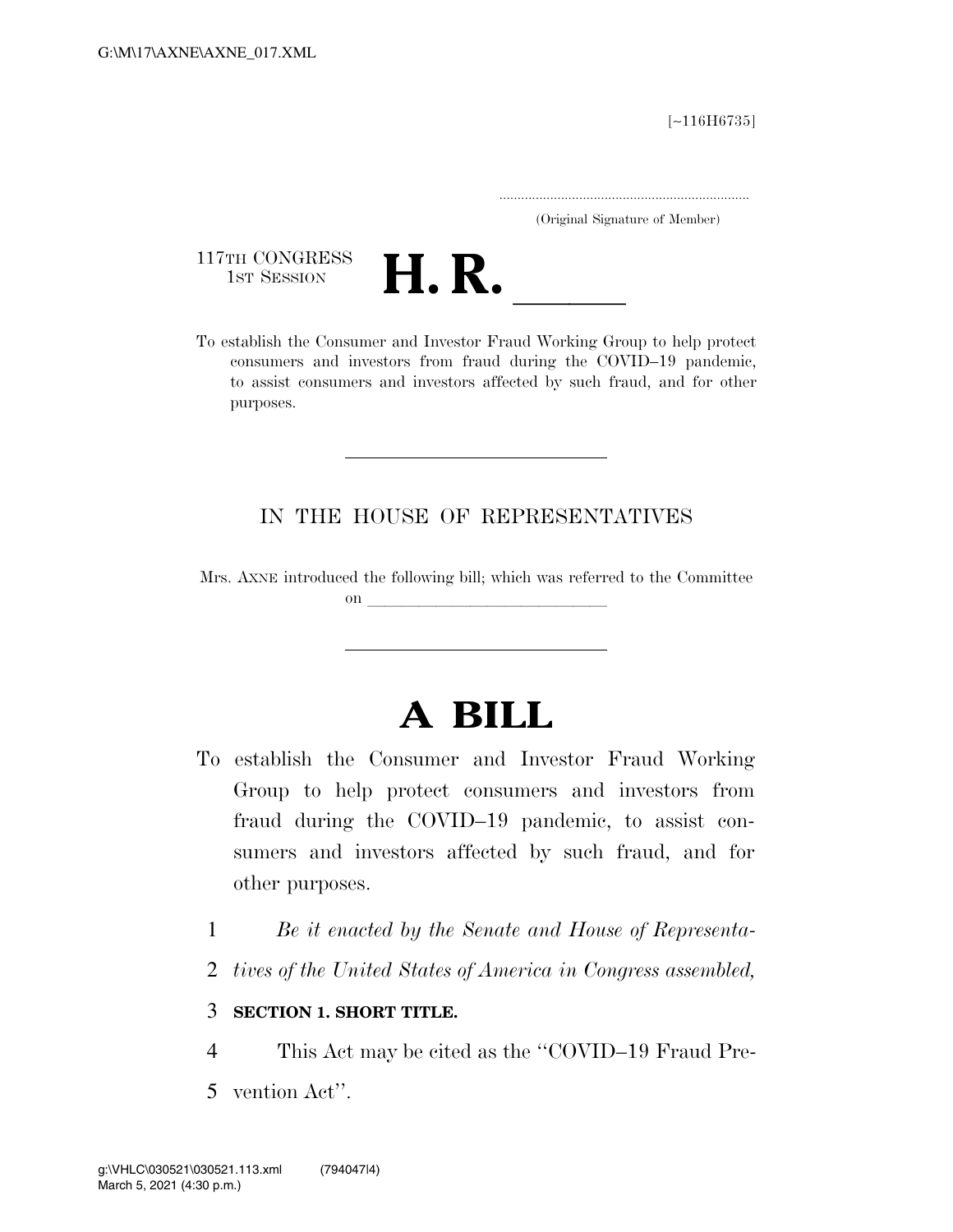[~116H6735]

.....................................................................
(Original Signature of Member)

117TH CONGRESS
1ST SESSION

# H. R. \_\_\_\_\_\_

To establish the Consumer and Investor Fraud Working Group to help protect consumers and investors from fraud during the COVID–19 pandemic, to assist consumers and investors affected by such fraud, and for other purposes.

---

IN THE HOUSE OF REPRESENTATIVES

Mrs. AXNE introduced the following bill; which was referred to the Committee on \_\_\_\_\_\_\_\_\_\_\_\_\_\_\_\_\_\_\_\_\_\_\_\_\_\_\_\_\_\_

---

# A BILL

To establish the Consumer and Investor Fraud Working Group to help protect consumers and investors from fraud during the COVID–19 pandemic, to assist consumers and investors affected by such fraud, and for other purposes.

1 *Be it enacted by the Senate and House of Representa-*
2 *tives of the United States of America in Congress assembled,*

3 **SECTION 1. SHORT TITLE.**

4 This Act may be cited as the ''COVID–19 Fraud Pre-
5 vention Act''.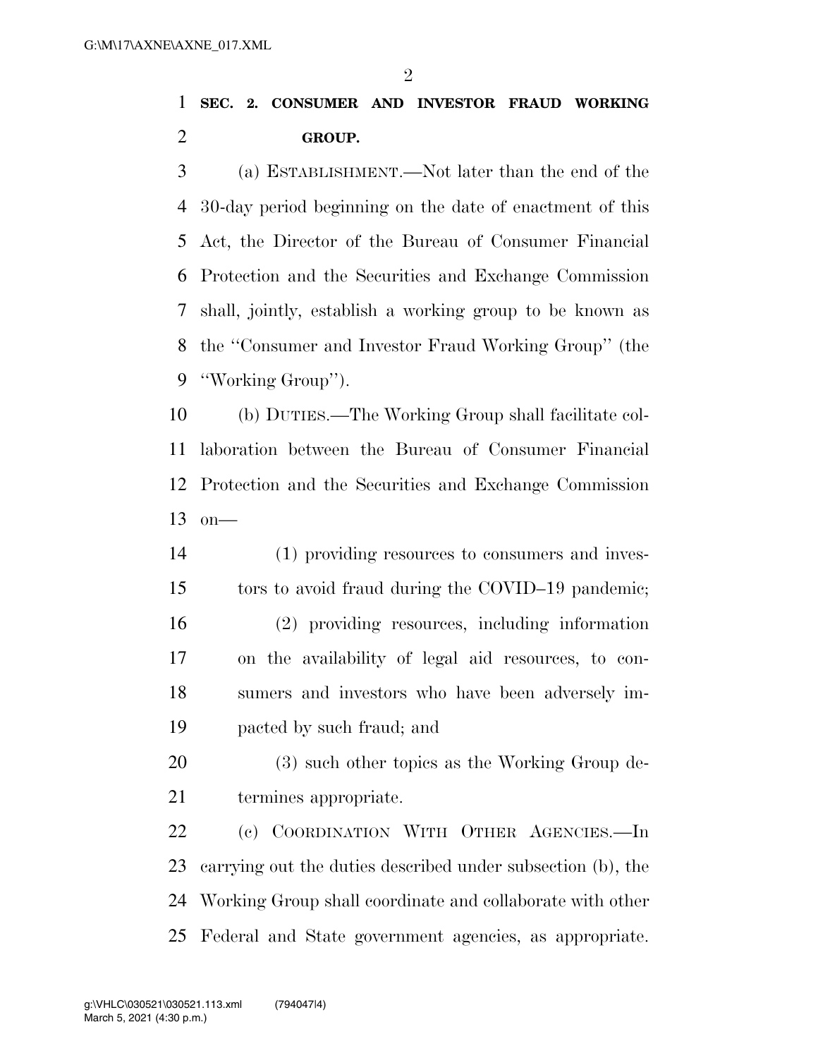## SEC. 2. CONSUMER AND INVESTOR FRAUD WORKING GROUP.

(a) ESTABLISHMENT.—Not later than the end of the 30-day period beginning on the date of enactment of this Act, the Director of the Bureau of Consumer Financial Protection and the Securities and Exchange Commission shall, jointly, establish a working group to be known as the ''Consumer and Investor Fraud Working Group'' (the ''Working Group'').

(b) DUTIES.—The Working Group shall facilitate collaboration between the Bureau of Consumer Financial Protection and the Securities and Exchange Commission on—

(1) providing resources to consumers and investors to avoid fraud during the COVID–19 pandemic;

(2) providing resources, including information on the availability of legal aid resources, to consumers and investors who have been adversely impacted by such fraud; and

(3) such other topics as the Working Group determines appropriate.

(c) COORDINATION WITH OTHER AGENCIES.—In carrying out the duties described under subsection (b), the Working Group shall coordinate and collaborate with other Federal and State government agencies, as appropriate.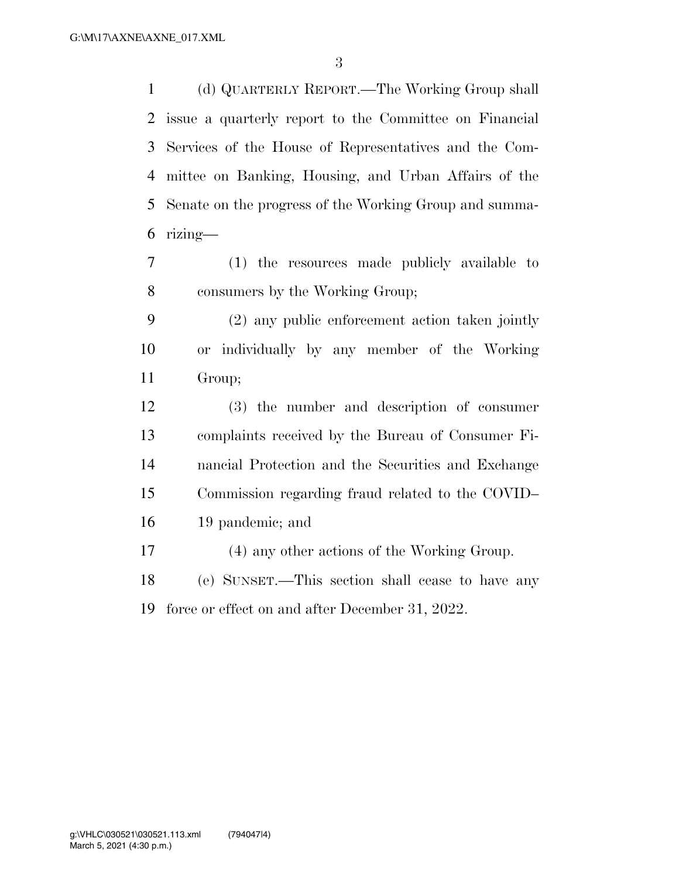(d) QUARTERLY REPORT.—The Working Group shall issue a quarterly report to the Committee on Financial Services of the House of Representatives and the Committee on Banking, Housing, and Urban Affairs of the Senate on the progress of the Working Group and summarizing—

(1) the resources made publicly available to consumers by the Working Group;

(2) any public enforcement action taken jointly or individually by any member of the Working Group;

(3) the number and description of consumer complaints received by the Bureau of Consumer Financial Protection and the Securities and Exchange Commission regarding fraud related to the COVID–19 pandemic; and

(4) any other actions of the Working Group.

(e) SUNSET.—This section shall cease to have any force or effect on and after December 31, 2022.